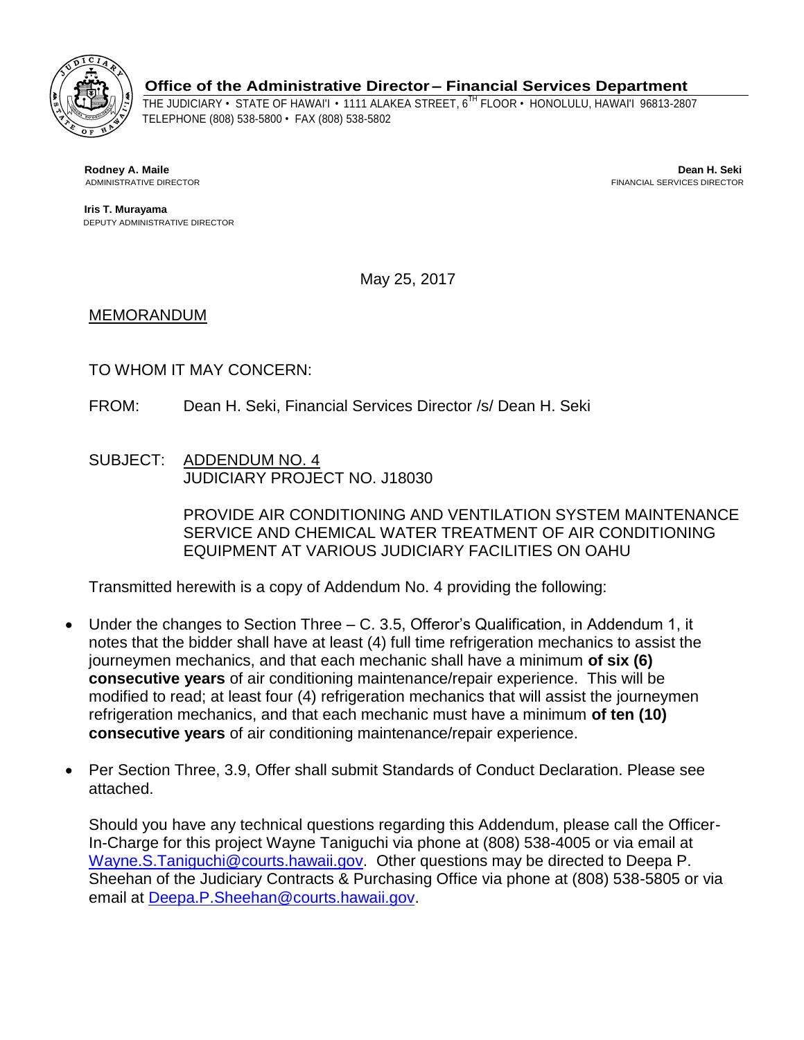**Office of the Administrative Director – Financial Services Department**

THE JUDICIARY • STATE OF HAWAI'I • 1111 ALAKEA STREET, 6TH FLOOR • HONOLULU, HAWAI'I 96813-2807
TELEPHONE (808) 538-5800 • FAX (808) 538-5802

**Rodney A. Maile**
ADMINISTRATIVE DIRECTOR

**Dean H. Seki**
FINANCIAL SERVICES DIRECTOR

**Iris T. Murayama**
DEPUTY ADMINISTRATIVE DIRECTOR

May 25, 2017

MEMORANDUM

TO WHOM IT MAY CONCERN:

FROM: Dean H. Seki, Financial Services Director /s/ Dean H. Seki

SUBJECT: ADDENDUM NO. 4
JUDICIARY PROJECT NO. J18030

PROVIDE AIR CONDITIONING AND VENTILATION SYSTEM MAINTENANCE SERVICE AND CHEMICAL WATER TREATMENT OF AIR CONDITIONING EQUIPMENT AT VARIOUS JUDICIARY FACILITIES ON OAHU

Transmitted herewith is a copy of Addendum No. 4 providing the following:

- Under the changes to Section Three – C. 3.5, Offeror's Qualification, in Addendum 1, it notes that the bidder shall have at least (4) full time refrigeration mechanics to assist the journeymen mechanics, and that each mechanic shall have a minimum **of six (6) consecutive years** of air conditioning maintenance/repair experience. This will be modified to read; at least four (4) refrigeration mechanics that will assist the journeymen refrigeration mechanics, and that each mechanic must have a minimum **of ten (10) consecutive years** of air conditioning maintenance/repair experience.
- Per Section Three, 3.9, Offer shall submit Standards of Conduct Declaration. Please see attached.

Should you have any technical questions regarding this Addendum, please call the Officer-In-Charge for this project Wayne Taniguchi via phone at (808) 538-4005 or via email at Wayne.S.Taniguchi@courts.hawaii.gov. Other questions may be directed to Deepa P. Sheehan of the Judiciary Contracts & Purchasing Office via phone at (808) 538-5805 or via email at Deepa.P.Sheehan@courts.hawaii.gov.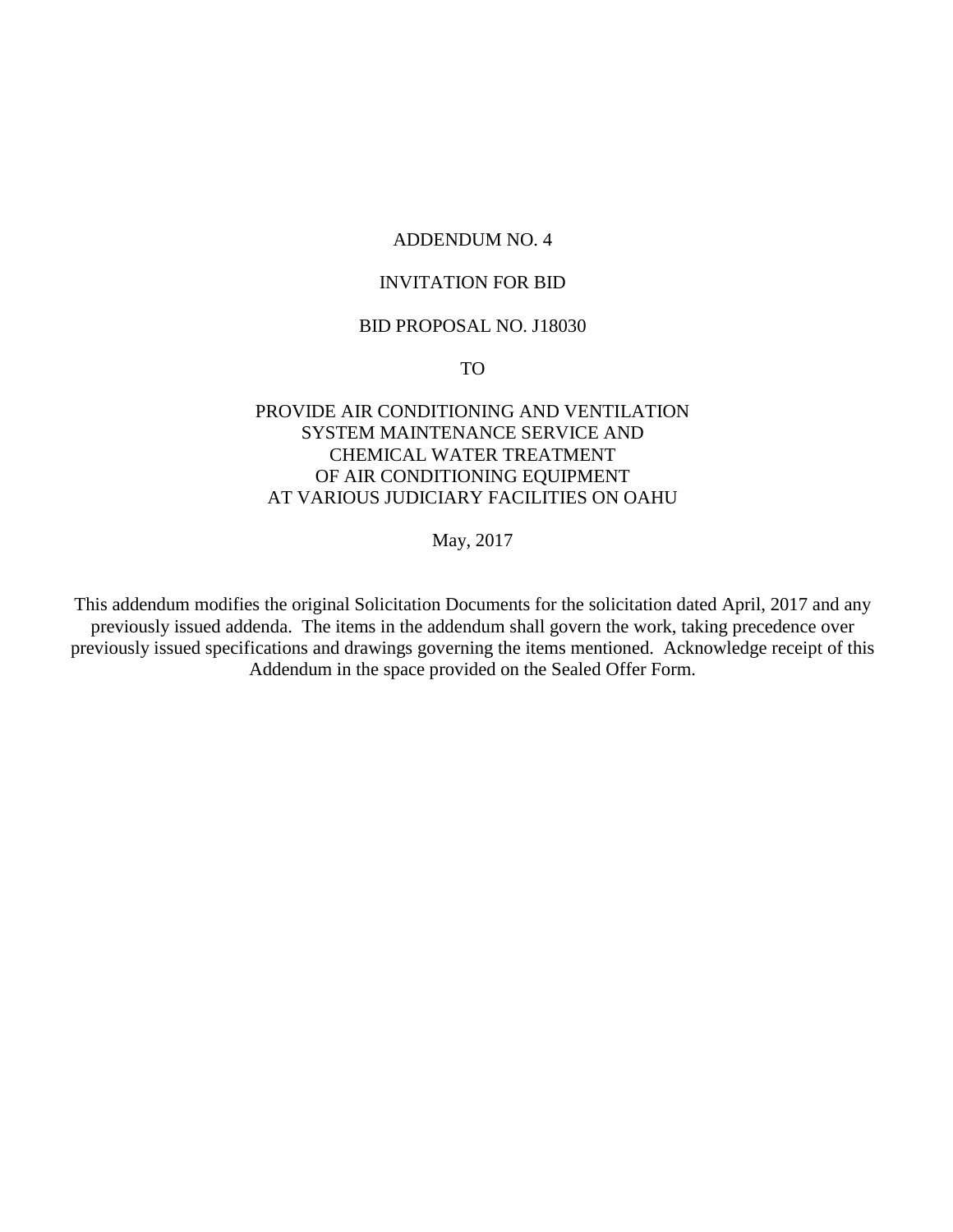# ADDENDUM NO. 4

## INVITATION FOR BID

## BID PROPOSAL NO. J18030

TO

## PROVIDE AIR CONDITIONING AND VENTILATION SYSTEM MAINTENANCE SERVICE AND CHEMICAL WATER TREATMENT OF AIR CONDITIONING EQUIPMENT AT VARIOUS JUDICIARY FACILITIES ON OAHU

May, 2017

This addendum modifies the original Solicitation Documents for the solicitation dated April, 2017 and any previously issued addenda. The items in the addendum shall govern the work, taking precedence over previously issued specifications and drawings governing the items mentioned. Acknowledge receipt of this Addendum in the space provided on the Sealed Offer Form.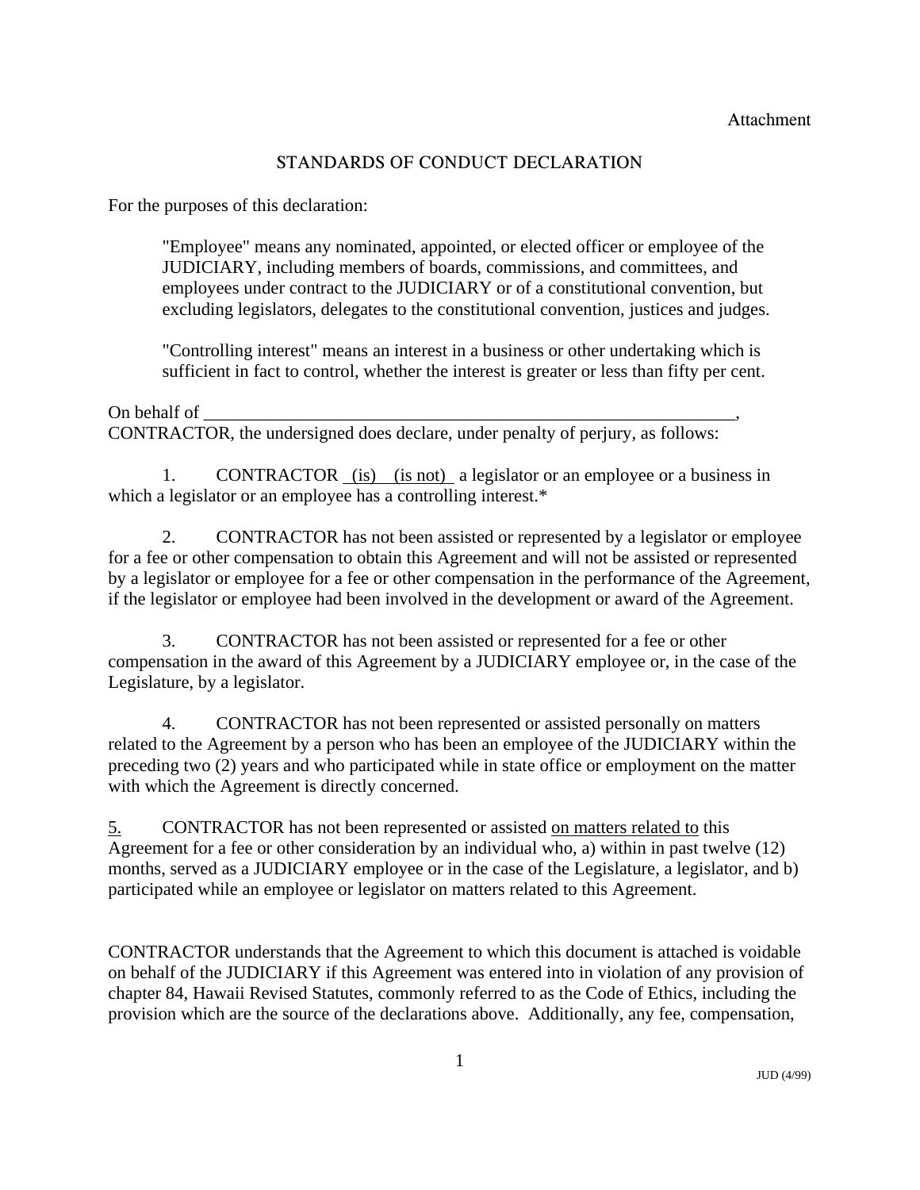Attachment

## STANDARDS OF CONDUCT DECLARATION

For the purposes of this declaration:

> "Employee" means any nominated, appointed, or elected officer or employee of the JUDICIARY, including members of boards, commissions, and committees, and employees under contract to the JUDICIARY or of a constitutional convention, but excluding legislators, delegates to the constitutional convention, justices and judges.
>
> "Controlling interest" means an interest in a business or other undertaking which is sufficient in fact to control, whether the interest is greater or less than fifty per cent.

On behalf of ______________________________________________________________, CONTRACTOR, the undersigned does declare, under penalty of perjury, as follows:

1. CONTRACTOR _(is)_ _(is not)_ a legislator or an employee or a business in which a legislator or an employee has a controlling interest.*

2. CONTRACTOR has not been assisted or represented by a legislator or employee for a fee or other compensation to obtain this Agreement and will not be assisted or represented by a legislator or employee for a fee or other compensation in the performance of the Agreement, if the legislator or employee had been involved in the development or award of the Agreement.

3. CONTRACTOR has not been assisted or represented for a fee or other compensation in the award of this Agreement by a JUDICIARY employee or, in the case of the Legislature, by a legislator.

4. CONTRACTOR has not been represented or assisted personally on matters related to the Agreement by a person who has been an employee of the JUDICIARY within the preceding two (2) years and who participated while in state office or employment on the matter with which the Agreement is directly concerned.

5. CONTRACTOR has not been represented or assisted <u>on matters related to</u> this Agreement for a fee or other consideration by an individual who, a) within in past twelve (12) months, served as a JUDICIARY employee or in the case of the Legislature, a legislator, and b) participated while an employee or legislator on matters related to this Agreement.

CONTRACTOR understands that the Agreement to which this document is attached is voidable on behalf of the JUDICIARY if this Agreement was entered into in violation of any provision of chapter 84, Hawaii Revised Statutes, commonly referred to as the Code of Ethics, including the provision which are the source of the declarations above. Additionally, any fee, compensation,

JUD (4/99)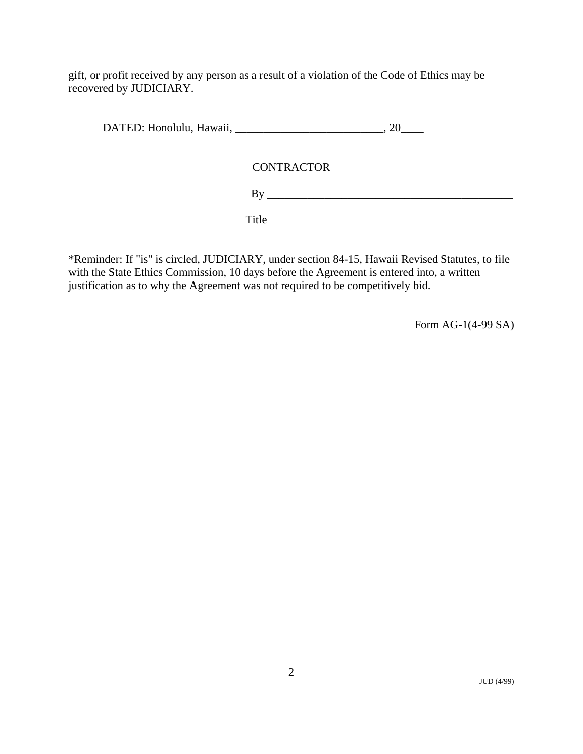gift, or profit received by any person as a result of a violation of the Code of Ethics may be recovered by JUDICIARY.

DATED: Honolulu, Hawaii, __________________________, 20____

CONTRACTOR

By ____________________________________________

Title ____________________________________________

*Reminder: If "is" is circled, JUDICIARY, under section 84-15, Hawaii Revised Statutes, to file with the State Ethics Commission, 10 days before the Agreement is entered into, a written justification as to why the Agreement was not required to be competitively bid.

Form AG-1(4-99 SA)

JUD (4/99)